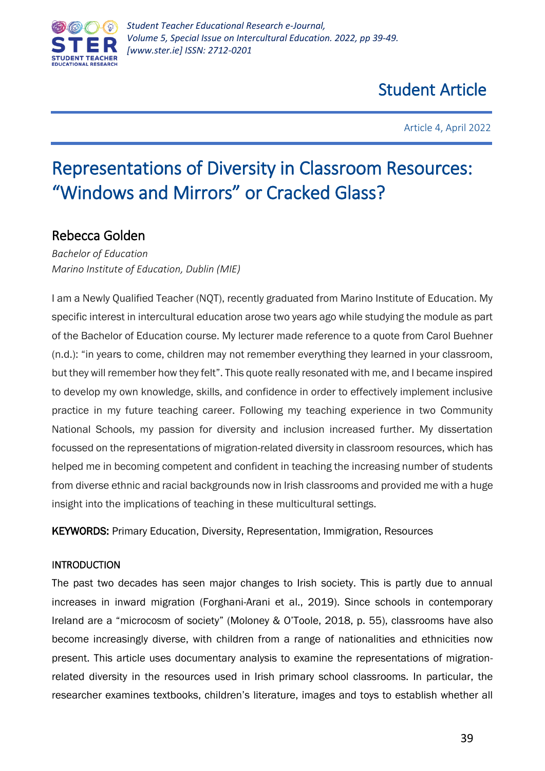# Student Article

Article 4, April 2022

# Representations of Diversity in Classroom Resources: "Windows and Mirrors" or Cracked Glass?

## Rebecca Golden

*Bachelor of Education*
*Marino Institute of Education, Dublin (MIE)*

I am a Newly Qualified Teacher (NQT), recently graduated from Marino Institute of Education. My specific interest in intercultural education arose two years ago while studying the module as part of the Bachelor of Education course. My lecturer made reference to a quote from Carol Buehner (n.d.): "in years to come, children may not remember everything they learned in your classroom, but they will remember how they felt". This quote really resonated with me, and I became inspired to develop my own knowledge, skills, and confidence in order to effectively implement inclusive practice in my future teaching career. Following my teaching experience in two Community National Schools, my passion for diversity and inclusion increased further. My dissertation focussed on the representations of migration-related diversity in classroom resources, which has helped me in becoming competent and confident in teaching the increasing number of students from diverse ethnic and racial backgrounds now in Irish classrooms and provided me with a huge insight into the implications of teaching in these multicultural settings.

**KEYWORDS:** Primary Education, Diversity, Representation, Immigration, Resources

### INTRODUCTION

The past two decades has seen major changes to Irish society. This is partly due to annual increases in inward migration (Forghani-Arani et al., 2019). Since schools in contemporary Ireland are a "microcosm of society" (Moloney & O'Toole, 2018, p. 55), classrooms have also become increasingly diverse, with children from a range of nationalities and ethnicities now present. This article uses documentary analysis to examine the representations of migration-related diversity in the resources used in Irish primary school classrooms. In particular, the researcher examines textbooks, children's literature, images and toys to establish whether all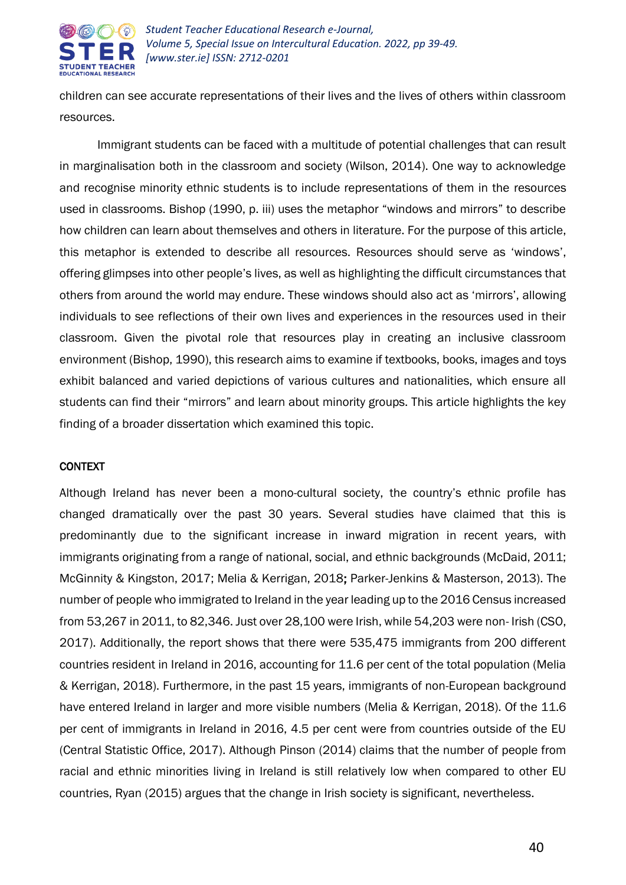children can see accurate representations of their lives and the lives of others within classroom resources.

Immigrant students can be faced with a multitude of potential challenges that can result in marginalisation both in the classroom and society (Wilson, 2014). One way to acknowledge and recognise minority ethnic students is to include representations of them in the resources used in classrooms. Bishop (1990, p. iii) uses the metaphor “windows and mirrors” to describe how children can learn about themselves and others in literature. For the purpose of this article, this metaphor is extended to describe all resources. Resources should serve as ‘windows’, offering glimpses into other people’s lives, as well as highlighting the difficult circumstances that others from around the world may endure. These windows should also act as ‘mirrors’, allowing individuals to see reflections of their own lives and experiences in the resources used in their classroom. Given the pivotal role that resources play in creating an inclusive classroom environment (Bishop, 1990), this research aims to examine if textbooks, books, images and toys exhibit balanced and varied depictions of various cultures and nationalities, which ensure all students can find their “mirrors” and learn about minority groups. This article highlights the key finding of a broader dissertation which examined this topic.

## CONTEXT

Although Ireland has never been a mono-cultural society, the country’s ethnic profile has changed dramatically over the past 30 years. Several studies have claimed that this is predominantly due to the significant increase in inward migration in recent years, with immigrants originating from a range of national, social, and ethnic backgrounds (McDaid, 2011; McGinnity & Kingston, 2017; Melia & Kerrigan, 2018**;** Parker-Jenkins & Masterson, 2013). The number of people who immigrated to Ireland in the year leading up to the 2016 Census increased from 53,267 in 2011, to 82,346. Just over 28,100 were Irish, while 54,203 were non- Irish (CSO, 2017). Additionally, the report shows that there were 535,475 immigrants from 200 different countries resident in Ireland in 2016, accounting for 11.6 per cent of the total population (Melia & Kerrigan, 2018). Furthermore, in the past 15 years, immigrants of non-European background have entered Ireland in larger and more visible numbers (Melia & Kerrigan, 2018). Of the 11.6 per cent of immigrants in Ireland in 2016, 4.5 per cent were from countries outside of the EU (Central Statistic Office, 2017). Although Pinson (2014) claims that the number of people from racial and ethnic minorities living in Ireland is still relatively low when compared to other EU countries, Ryan (2015) argues that the change in Irish society is significant, nevertheless.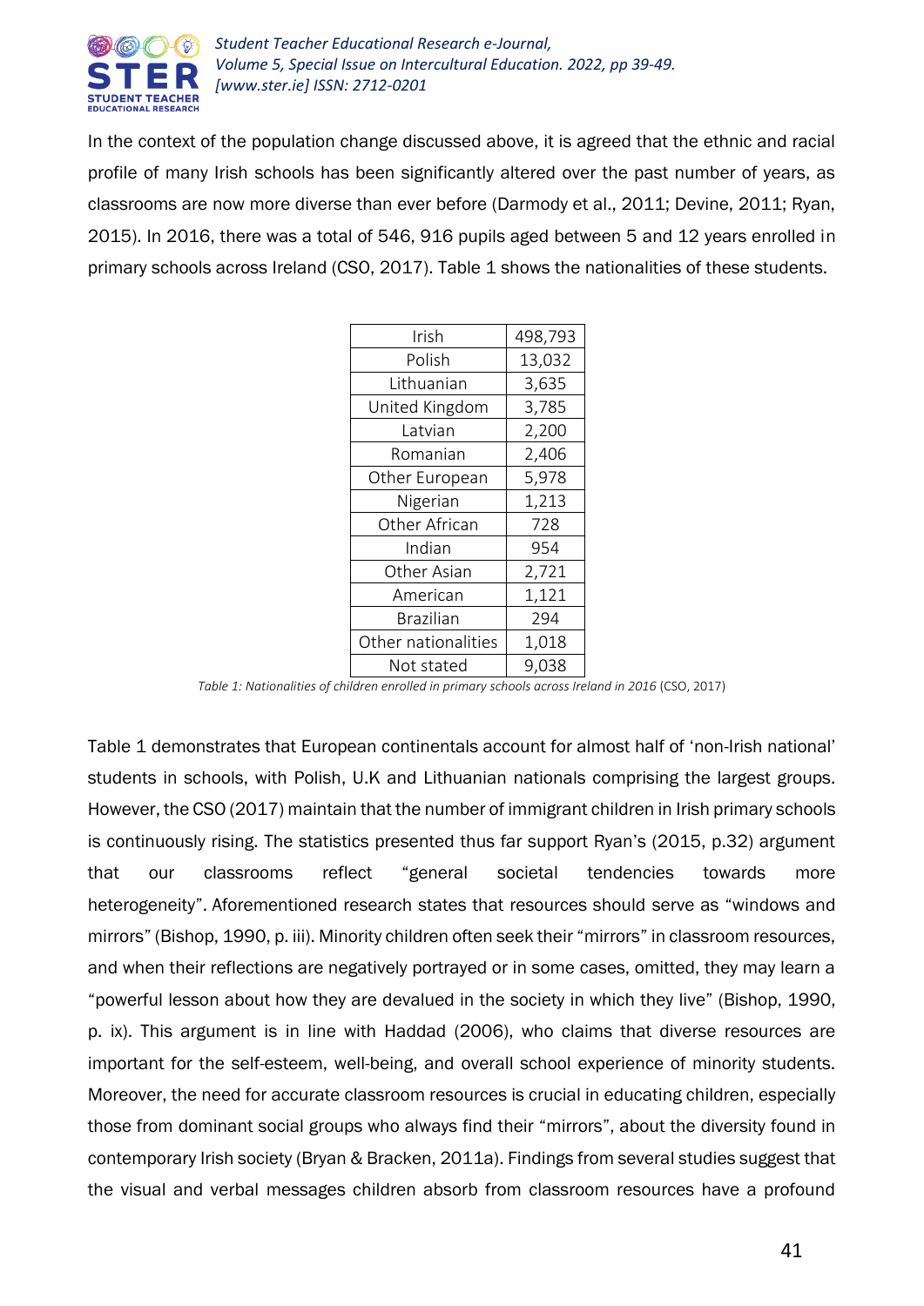In the context of the population change discussed above, it is agreed that the ethnic and racial profile of many Irish schools has been significantly altered over the past number of years, as classrooms are now more diverse than ever before (Darmody et al., 2011; Devine, 2011; Ryan, 2015). In 2016, there was a total of 546, 916 pupils aged between 5 and 12 years enrolled in primary schools across Ireland (CSO, 2017). Table 1 shows the nationalities of these students.

| | |
|---|---|
| Irish | 498,793 |
| Polish | 13,032 |
| Lithuanian | 3,635 |
| United Kingdom | 3,785 |
| Latvian | 2,200 |
| Romanian | 2,406 |
| Other European | 5,978 |
| Nigerian | 1,213 |
| Other African | 728 |
| Indian | 954 |
| Other Asian | 2,721 |
| American | 1,121 |
| Brazilian | 294 |
| Other nationalities | 1,018 |
| Not stated | 9,038 |

*Table 1: Nationalities of children enrolled in primary schools across Ireland in 2016* (CSO, 2017)

Table 1 demonstrates that European continentals account for almost half of 'non-Irish national' students in schools, with Polish, U.K and Lithuanian nationals comprising the largest groups. However, the CSO (2017) maintain that the number of immigrant children in Irish primary schools is continuously rising. The statistics presented thus far support Ryan's (2015, p.32) argument that our classrooms reflect "general societal tendencies towards more heterogeneity". Aforementioned research states that resources should serve as "windows and mirrors" (Bishop, 1990, p. iii). Minority children often seek their "mirrors" in classroom resources, and when their reflections are negatively portrayed or in some cases, omitted, they may learn a "powerful lesson about how they are devalued in the society in which they live" (Bishop, 1990, p. ix). This argument is in line with Haddad (2006), who claims that diverse resources are important for the self-esteem, well-being, and overall school experience of minority students. Moreover, the need for accurate classroom resources is crucial in educating children, especially those from dominant social groups who always find their "mirrors", about the diversity found in contemporary Irish society (Bryan & Bracken, 2011a). Findings from several studies suggest that the visual and verbal messages children absorb from classroom resources have a profound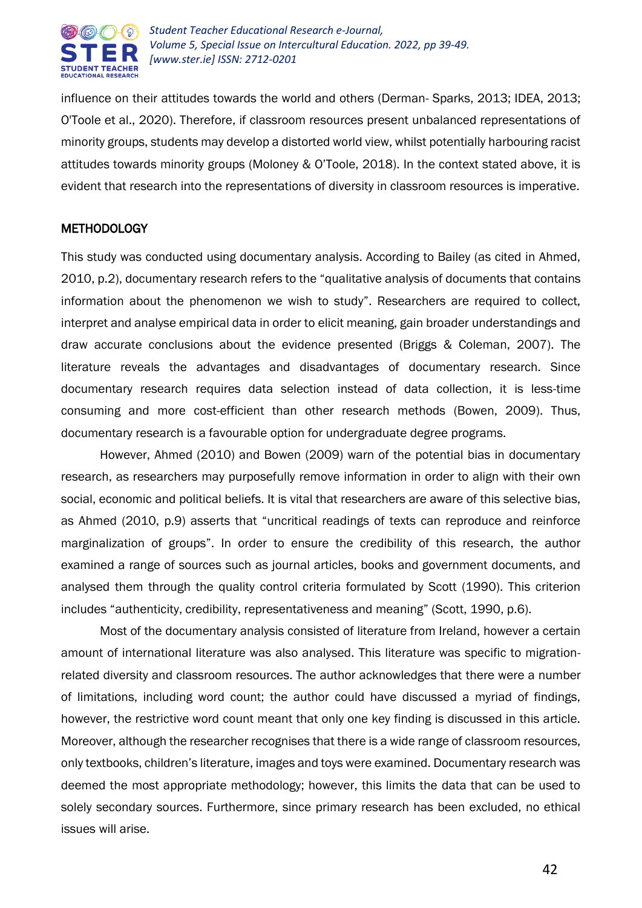influence on their attitudes towards the world and others (Derman- Sparks, 2013; IDEA, 2013; O'Toole et al., 2020). Therefore, if classroom resources present unbalanced representations of minority groups, students may develop a distorted world view, whilst potentially harbouring racist attitudes towards minority groups (Moloney & O'Toole, 2018). In the context stated above, it is evident that research into the representations of diversity in classroom resources is imperative.

## METHODOLOGY

This study was conducted using documentary analysis. According to Bailey (as cited in Ahmed, 2010, p.2), documentary research refers to the "qualitative analysis of documents that contains information about the phenomenon we wish to study". Researchers are required to collect, interpret and analyse empirical data in order to elicit meaning, gain broader understandings and draw accurate conclusions about the evidence presented (Briggs & Coleman, 2007). The literature reveals the advantages and disadvantages of documentary research. Since documentary research requires data selection instead of data collection, it is less-time consuming and more cost-efficient than other research methods (Bowen, 2009). Thus, documentary research is a favourable option for undergraduate degree programs.

However, Ahmed (2010) and Bowen (2009) warn of the potential bias in documentary research, as researchers may purposefully remove information in order to align with their own social, economic and political beliefs. It is vital that researchers are aware of this selective bias, as Ahmed (2010, p.9) asserts that "uncritical readings of texts can reproduce and reinforce marginalization of groups". In order to ensure the credibility of this research, the author examined a range of sources such as journal articles, books and government documents, and analysed them through the quality control criteria formulated by Scott (1990). This criterion includes "authenticity, credibility, representativeness and meaning" (Scott, 1990, p.6).

Most of the documentary analysis consisted of literature from Ireland, however a certain amount of international literature was also analysed. This literature was specific to migration-related diversity and classroom resources. The author acknowledges that there were a number of limitations, including word count; the author could have discussed a myriad of findings, however, the restrictive word count meant that only one key finding is discussed in this article. Moreover, although the researcher recognises that there is a wide range of classroom resources, only textbooks, children's literature, images and toys were examined. Documentary research was deemed the most appropriate methodology; however, this limits the data that can be used to solely secondary sources. Furthermore, since primary research has been excluded, no ethical issues will arise.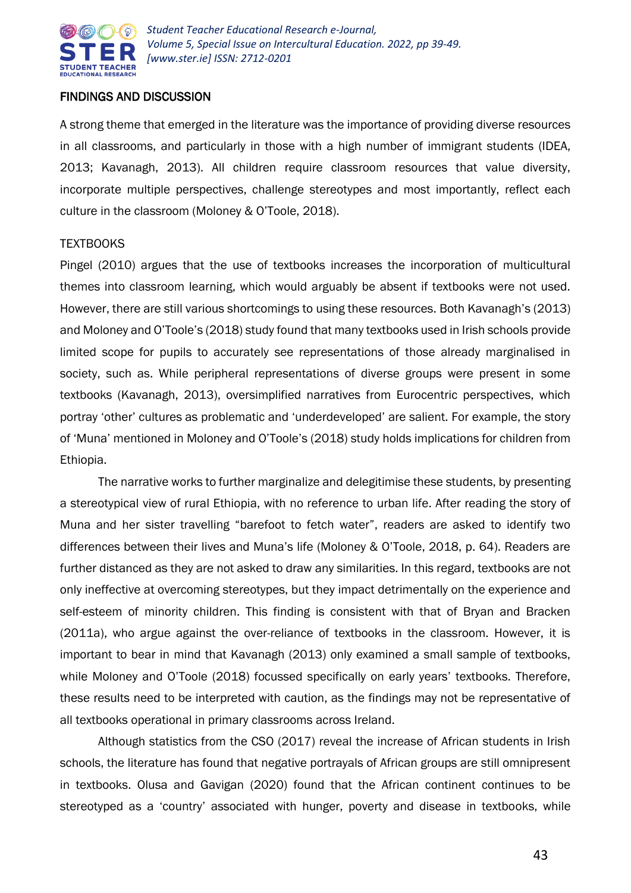## FINDINGS AND DISCUSSION

A strong theme that emerged in the literature was the importance of providing diverse resources in all classrooms, and particularly in those with a high number of immigrant students (IDEA, 2013; Kavanagh, 2013). All children require classroom resources that value diversity, incorporate multiple perspectives, challenge stereotypes and most importantly, reflect each culture in the classroom (Moloney & O'Toole, 2018).

### TEXTBOOKS

Pingel (2010) argues that the use of textbooks increases the incorporation of multicultural themes into classroom learning, which would arguably be absent if textbooks were not used. However, there are still various shortcomings to using these resources. Both Kavanagh's (2013) and Moloney and O'Toole's (2018) study found that many textbooks used in Irish schools provide limited scope for pupils to accurately see representations of those already marginalised in society, such as. While peripheral representations of diverse groups were present in some textbooks (Kavanagh, 2013), oversimplified narratives from Eurocentric perspectives, which portray 'other' cultures as problematic and 'underdeveloped' are salient. For example, the story of 'Muna' mentioned in Moloney and O'Toole's (2018) study holds implications for children from Ethiopia.

The narrative works to further marginalize and delegitimise these students, by presenting a stereotypical view of rural Ethiopia, with no reference to urban life. After reading the story of Muna and her sister travelling "barefoot to fetch water", readers are asked to identify two differences between their lives and Muna's life (Moloney & O'Toole, 2018, p. 64). Readers are further distanced as they are not asked to draw any similarities. In this regard, textbooks are not only ineffective at overcoming stereotypes, but they impact detrimentally on the experience and self-esteem of minority children. This finding is consistent with that of Bryan and Bracken (2011a), who argue against the over-reliance of textbooks in the classroom. However, it is important to bear in mind that Kavanagh (2013) only examined a small sample of textbooks, while Moloney and O'Toole (2018) focussed specifically on early years' textbooks. Therefore, these results need to be interpreted with caution, as the findings may not be representative of all textbooks operational in primary classrooms across Ireland.

Although statistics from the CSO (2017) reveal the increase of African students in Irish schools, the literature has found that negative portrayals of African groups are still omnipresent in textbooks. Olusa and Gavigan (2020) found that the African continent continues to be stereotyped as a 'country' associated with hunger, poverty and disease in textbooks, while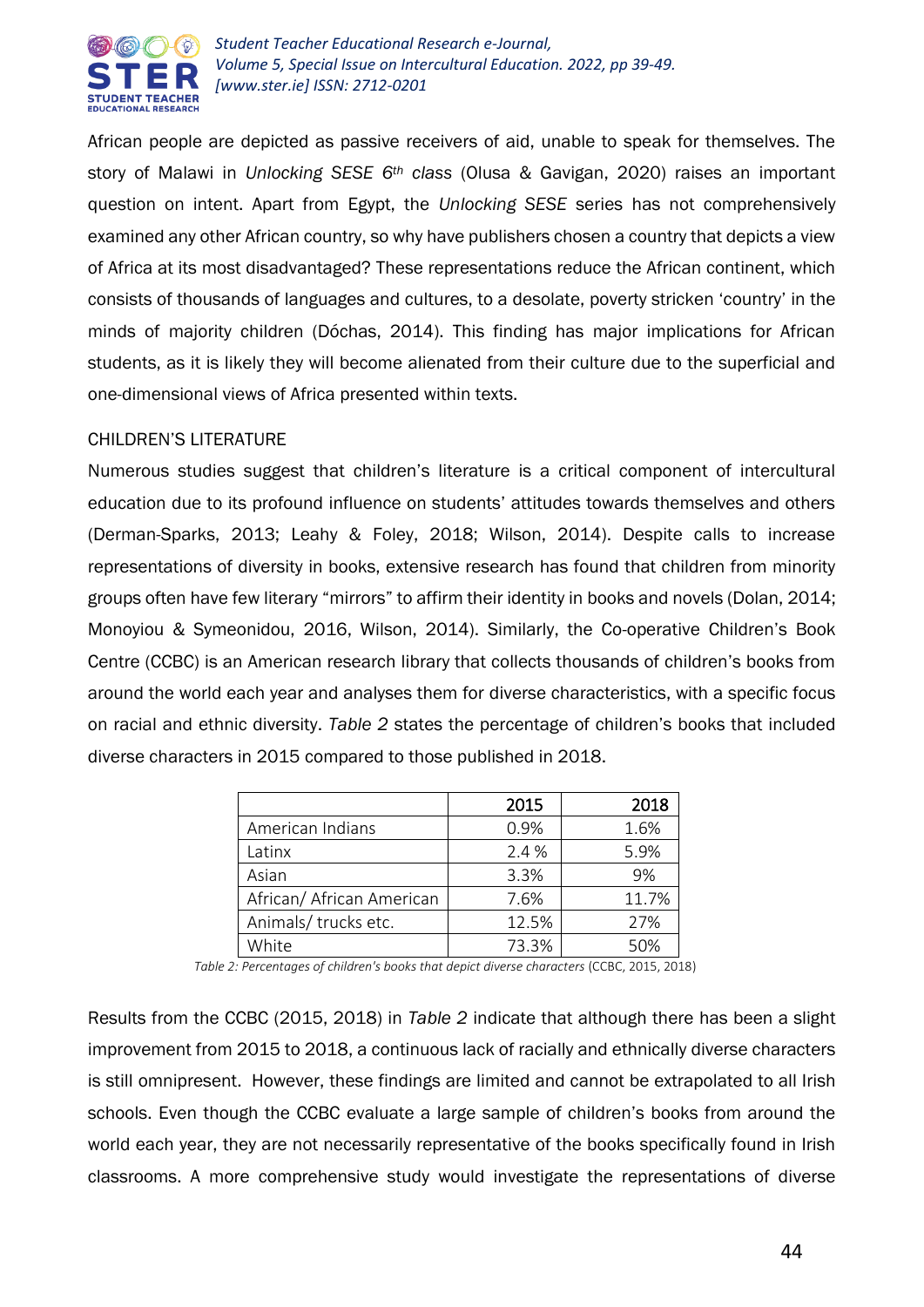African people are depicted as passive receivers of aid, unable to speak for themselves. The story of Malawi in *Unlocking SESE 6th class* (Olusa & Gavigan, 2020) raises an important question on intent. Apart from Egypt, the *Unlocking SESE* series has not comprehensively examined any other African country, so why have publishers chosen a country that depicts a view of Africa at its most disadvantaged? These representations reduce the African continent, which consists of thousands of languages and cultures, to a desolate, poverty stricken 'country' in the minds of majority children (Dóchas, 2014). This finding has major implications for African students, as it is likely they will become alienated from their culture due to the superficial and one-dimensional views of Africa presented within texts.

## CHILDREN'S LITERATURE

Numerous studies suggest that children's literature is a critical component of intercultural education due to its profound influence on students' attitudes towards themselves and others (Derman-Sparks, 2013; Leahy & Foley, 2018; Wilson, 2014). Despite calls to increase representations of diversity in books, extensive research has found that children from minority groups often have few literary "mirrors" to affirm their identity in books and novels (Dolan, 2014; Monoyiou & Symeonidou, 2016, Wilson, 2014). Similarly, the Co-operative Children's Book Centre (CCBC) is an American research library that collects thousands of children's books from around the world each year and analyses them for diverse characteristics, with a specific focus on racial and ethnic diversity. *Table 2* states the percentage of children's books that included diverse characters in 2015 compared to those published in 2018.

| | 2015 | 2018 |
|---|---|---|
| American Indians | 0.9% | 1.6% |
| Latinx | 2.4 % | 5.9% |
| Asian | 3.3% | 9% |
| African/ African American | 7.6% | 11.7% |
| Animals/ trucks etc. | 12.5% | 27% |
| White | 73.3% | 50% |

*Table 2: Percentages of children's books that depict diverse characters* (CCBC, 2015, 2018)

Results from the CCBC (2015, 2018) in *Table 2* indicate that although there has been a slight improvement from 2015 to 2018, a continuous lack of racially and ethnically diverse characters is still omnipresent. However, these findings are limited and cannot be extrapolated to all Irish schools. Even though the CCBC evaluate a large sample of children's books from around the world each year, they are not necessarily representative of the books specifically found in Irish classrooms. A more comprehensive study would investigate the representations of diverse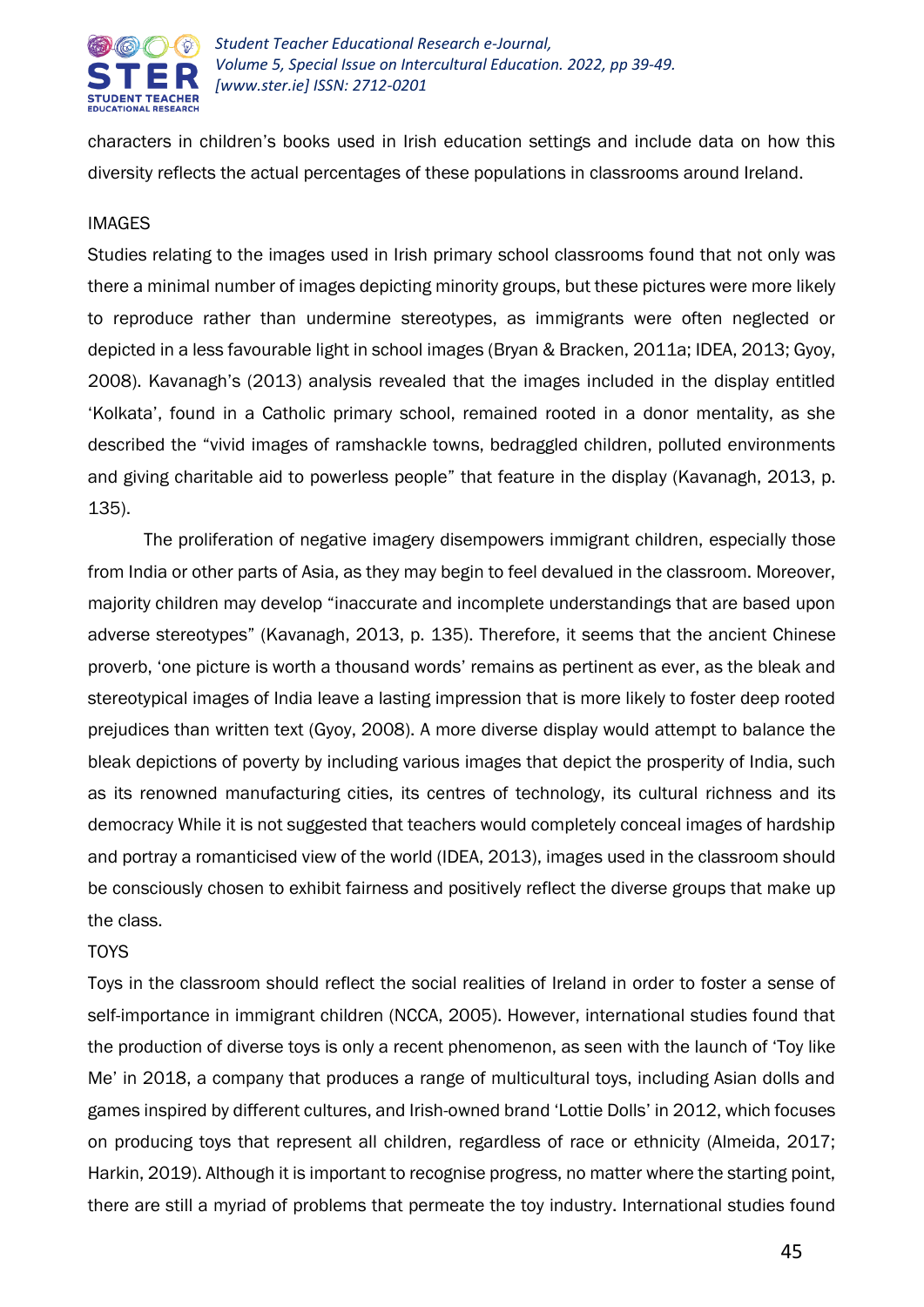characters in children's books used in Irish education settings and include data on how this diversity reflects the actual percentages of these populations in classrooms around Ireland.

## IMAGES

Studies relating to the images used in Irish primary school classrooms found that not only was there a minimal number of images depicting minority groups, but these pictures were more likely to reproduce rather than undermine stereotypes, as immigrants were often neglected or depicted in a less favourable light in school images (Bryan & Bracken, 2011a; IDEA, 2013; Gyoy, 2008). Kavanagh's (2013) analysis revealed that the images included in the display entitled 'Kolkata', found in a Catholic primary school, remained rooted in a donor mentality, as she described the "vivid images of ramshackle towns, bedraggled children, polluted environments and giving charitable aid to powerless people" that feature in the display (Kavanagh, 2013, p. 135).

The proliferation of negative imagery disempowers immigrant children, especially those from India or other parts of Asia, as they may begin to feel devalued in the classroom. Moreover, majority children may develop "inaccurate and incomplete understandings that are based upon adverse stereotypes" (Kavanagh, 2013, p. 135). Therefore, it seems that the ancient Chinese proverb, 'one picture is worth a thousand words' remains as pertinent as ever, as the bleak and stereotypical images of India leave a lasting impression that is more likely to foster deep rooted prejudices than written text (Gyoy, 2008). A more diverse display would attempt to balance the bleak depictions of poverty by including various images that depict the prosperity of India, such as its renowned manufacturing cities, its centres of technology, its cultural richness and its democracy While it is not suggested that teachers would completely conceal images of hardship and portray a romanticised view of the world (IDEA, 2013), images used in the classroom should be consciously chosen to exhibit fairness and positively reflect the diverse groups that make up the class.

## TOYS

Toys in the classroom should reflect the social realities of Ireland in order to foster a sense of self-importance in immigrant children (NCCA, 2005). However, international studies found that the production of diverse toys is only a recent phenomenon, as seen with the launch of 'Toy like Me' in 2018, a company that produces a range of multicultural toys, including Asian dolls and games inspired by different cultures, and Irish-owned brand 'Lottie Dolls' in 2012, which focuses on producing toys that represent all children, regardless of race or ethnicity (Almeida, 2017; Harkin, 2019). Although it is important to recognise progress, no matter where the starting point, there are still a myriad of problems that permeate the toy industry. International studies found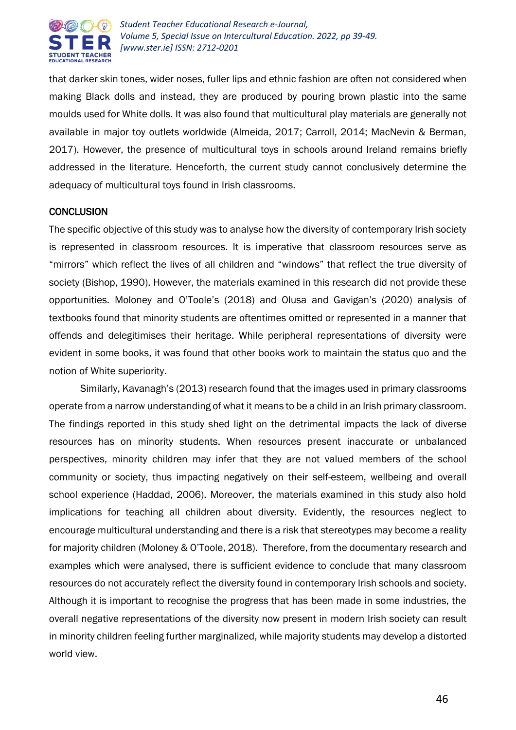that darker skin tones, wider noses, fuller lips and ethnic fashion are often not considered when making Black dolls and instead, they are produced by pouring brown plastic into the same moulds used for White dolls. It was also found that multicultural play materials are generally not available in major toy outlets worldwide (Almeida, 2017; Carroll, 2014; MacNevin & Berman, 2017). However, the presence of multicultural toys in schools around Ireland remains briefly addressed in the literature. Henceforth, the current study cannot conclusively determine the adequacy of multicultural toys found in Irish classrooms.

## CONCLUSION

The specific objective of this study was to analyse how the diversity of contemporary Irish society is represented in classroom resources. It is imperative that classroom resources serve as "mirrors" which reflect the lives of all children and "windows" that reflect the true diversity of society (Bishop, 1990). However, the materials examined in this research did not provide these opportunities. Moloney and O'Toole's (2018) and Olusa and Gavigan's (2020) analysis of textbooks found that minority students are oftentimes omitted or represented in a manner that offends and delegitimises their heritage. While peripheral representations of diversity were evident in some books, it was found that other books work to maintain the status quo and the notion of White superiority.

Similarly, Kavanagh's (2013) research found that the images used in primary classrooms operate from a narrow understanding of what it means to be a child in an Irish primary classroom. The findings reported in this study shed light on the detrimental impacts the lack of diverse resources has on minority students. When resources present inaccurate or unbalanced perspectives, minority children may infer that they are not valued members of the school community or society, thus impacting negatively on their self-esteem, wellbeing and overall school experience (Haddad, 2006). Moreover, the materials examined in this study also hold implications for teaching all children about diversity. Evidently, the resources neglect to encourage multicultural understanding and there is a risk that stereotypes may become a reality for majority children (Moloney & O'Toole, 2018). Therefore, from the documentary research and examples which were analysed, there is sufficient evidence to conclude that many classroom resources do not accurately reflect the diversity found in contemporary Irish schools and society. Although it is important to recognise the progress that has been made in some industries, the overall negative representations of the diversity now present in modern Irish society can result in minority children feeling further marginalized, while majority students may develop a distorted world view.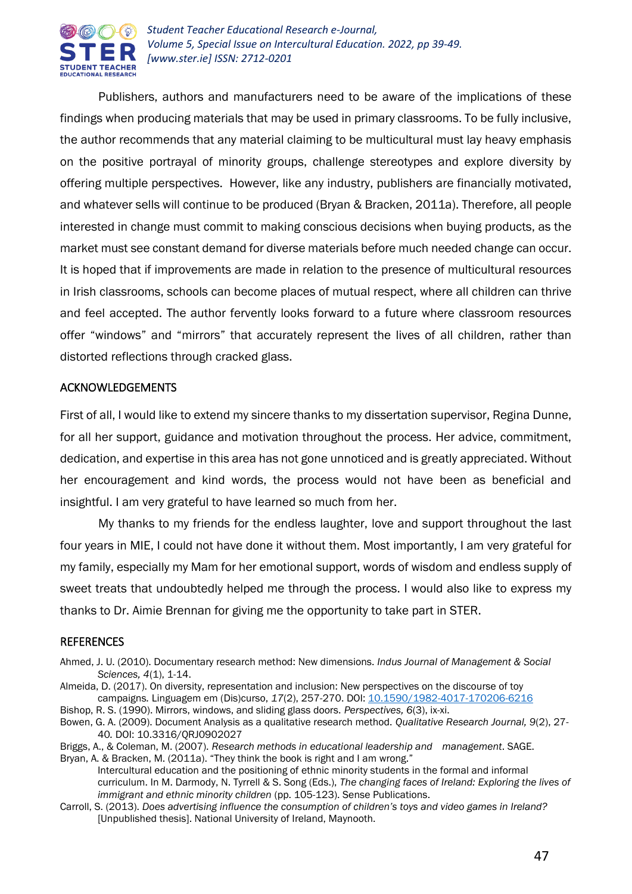Publishers, authors and manufacturers need to be aware of the implications of these findings when producing materials that may be used in primary classrooms. To be fully inclusive, the author recommends that any material claiming to be multicultural must lay heavy emphasis on the positive portrayal of minority groups, challenge stereotypes and explore diversity by offering multiple perspectives. However, like any industry, publishers are financially motivated, and whatever sells will continue to be produced (Bryan & Bracken, 2011a). Therefore, all people interested in change must commit to making conscious decisions when buying products, as the market must see constant demand for diverse materials before much needed change can occur. It is hoped that if improvements are made in relation to the presence of multicultural resources in Irish classrooms, schools can become places of mutual respect, where all children can thrive and feel accepted. The author fervently looks forward to a future where classroom resources offer "windows" and "mirrors" that accurately represent the lives of all children, rather than distorted reflections through cracked glass.

## ACKNOWLEDGEMENTS

First of all, I would like to extend my sincere thanks to my dissertation supervisor, Regina Dunne, for all her support, guidance and motivation throughout the process. Her advice, commitment, dedication, and expertise in this area has not gone unnoticed and is greatly appreciated. Without her encouragement and kind words, the process would not have been as beneficial and insightful. I am very grateful to have learned so much from her.

My thanks to my friends for the endless laughter, love and support throughout the last four years in MIE, I could not have done it without them. Most importantly, I am very grateful for my family, especially my Mam for her emotional support, words of wisdom and endless supply of sweet treats that undoubtedly helped me through the process. I would also like to express my thanks to Dr. Aimie Brennan for giving me the opportunity to take part in STER.

## REFERENCES

Ahmed, J. U. (2010). Documentary research method: New dimensions. *Indus Journal of Management & Social Sciences, 4*(1), 1-14.

Almeida, D. (2017). On diversity, representation and inclusion: New perspectives on the discourse of toy campaigns. *Linguagem em (Dis)curso, 17*(2), 257-270. DOI: 10.1590/1982-4017-170206-6216

Bishop, R. S. (1990). Mirrors, windows, and sliding glass doors. *Perspectives, 6*(3), ix-xi.

Bowen, G. A. (2009). Document Analysis as a qualitative research method. *Qualitative Research Journal, 9*(2), 27-40. DOI: 10.3316/QRJ0902027

Briggs, A., & Coleman, M. (2007). *Research methods in educational leadership and management*. SAGE.

Bryan, A. & Bracken, M. (2011a). "They think the book is right and I am wrong." Intercultural education and the positioning of ethnic minority students in the formal and informal curriculum. In M. Darmody, N. Tyrrell & S. Song (Eds.), *The changing faces of Ireland: Exploring the lives of immigrant and ethnic minority children* (pp. 105-123). Sense Publications.

Carroll, S. (2013). *Does advertising influence the consumption of children's toys and video games in Ireland?* [Unpublished thesis]. National University of Ireland, Maynooth.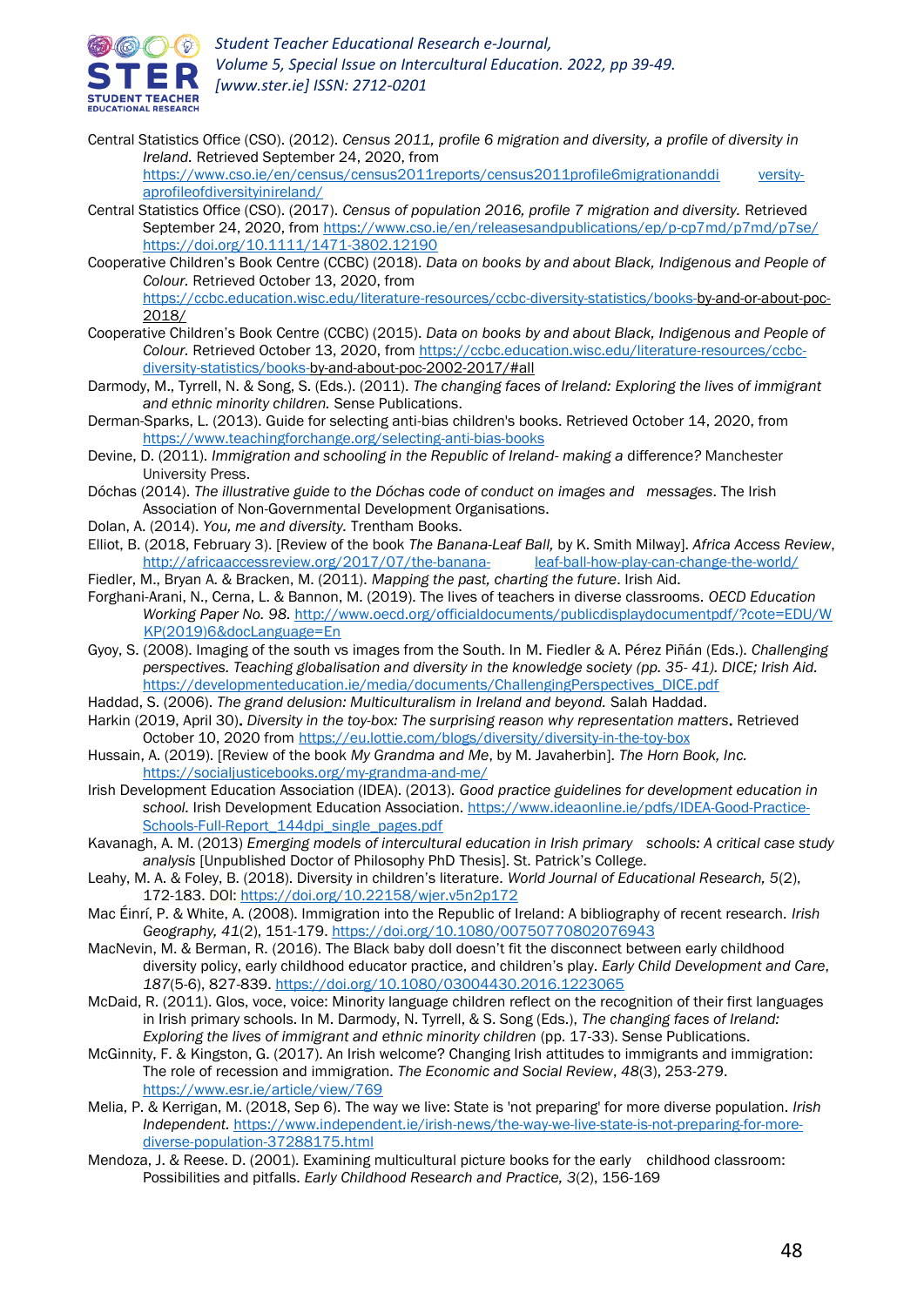Central Statistics Office (CSO). (2012). *Census 2011, profile 6 migration and diversity, a profile of diversity in Ireland.* Retrieved September 24, 2020, from https://www.cso.ie/en/census/census2011reports/census2011profile6migrationanddi versity-aprofileofdiversityinireland/

Central Statistics Office (CSO). (2017). *Census of population 2016, profile 7 migration and diversity.* Retrieved September 24, 2020, from https://www.cso.ie/en/releasesandpublications/ep/p-cp7md/p7md/p7se/ https://doi.org/10.1111/1471-3802.12190

Cooperative Children's Book Centre (CCBC) (2018). *Data on books by and about Black, Indigenous and People of Colour.* Retrieved October 13, 2020, from https://ccbc.education.wisc.edu/literature-resources/ccbc-diversity-statistics/books-by-and-or-about-poc-2018/

Cooperative Children's Book Centre (CCBC) (2015). *Data on books by and about Black, Indigenous and People of Colour.* Retrieved October 13, 2020, from https://ccbc.education.wisc.edu/literature-resources/ccbc-diversity-statistics/books-by-and-about-poc-2002-2017/#all

Darmody, M., Tyrrell, N. & Song, S. (Eds.). (2011). *The changing faces of Ireland: Exploring the lives of immigrant and ethnic minority children.* Sense Publications.

Derman-Sparks, L. (2013). Guide for selecting anti-bias children's books. Retrieved October 14, 2020, from https://www.teachingforchange.org/selecting-anti-bias-books

Devine, D. (2011). *Immigration and schooling in the Republic of Ireland- making a* difference? Manchester University Press.

Dóchas (2014). *The illustrative guide to the Dóchas code of conduct on images and messages*. The Irish Association of Non-Governmental Development Organisations.

Dolan, A. (2014). *You, me and diversity.* Trentham Books.

Elliot, B. (2018, February 3). [Review of the book *The Banana-Leaf Ball,* by K. Smith Milway]. *Africa Access Review*, http://africaaccessreview.org/2017/07/the-banana- leaf-ball-how-play-can-change-the-world/

Fiedler, M., Bryan A. & Bracken, M. (2011). *Mapping the past, charting the future*. Irish Aid.

Forghani-Arani, N., Cerna, L. & Bannon, M. (2019). The lives of teachers in diverse classrooms. *OECD Education Working Paper No. 98.* http://www.oecd.org/officialdocuments/publicdisplaydocumentpdf/?cote=EDU/WKP(2019)6&docLanguage=En

Gyoy, S. (2008). Imaging of the south vs images from the South. In M. Fiedler & A. Pérez Piñán (Eds.). *Challenging perspectives. Teaching globalisation and diversity in the knowledge society (pp. 35- 41). DICE; Irish Aid.* https://developmenteducation.ie/media/documents/ChallengingPerspectives_DICE.pdf

Haddad, S. (2006). *The grand delusion: Multiculturalism in Ireland and beyond.* Salah Haddad.

Harkin (2019, April 30)**.** *Diversity in the toy-box: The surprising reason why representation matters***.** Retrieved October 10, 2020 from https://eu.lottie.com/blogs/diversity/diversity-in-the-toy-box

Hussain, A. (2019). [Review of the book *My Grandma and Me*, by M. Javaherbin]. *The Horn Book, Inc.* https://socialjusticebooks.org/my-grandma-and-me/

Irish Development Education Association (IDEA). (2013). *Good practice guidelines for development education in school.* Irish Development Education Association. https://www.ideaonline.ie/pdfs/IDEA-Good-Practice-Schools-Full-Report_144dpi_single_pages.pdf

Kavanagh, A. M. (2013) *Emerging models of intercultural education in Irish primary schools: A critical case study analysis* [Unpublished Doctor of Philosophy PhD Thesis]. St. Patrick's College.

Leahy, M. A. & Foley, B. (2018). Diversity in children's literature. *World Journal of Educational Research, 5*(2), 172-183. DOI: https://doi.org/10.22158/wjer.v5n2p172

Mac Éinrí, P. & White, A. (2008). Immigration into the Republic of Ireland: A bibliography of recent research. *Irish Geography, 41*(2), 151-179. https://doi.org/10.1080/00750770802076943

MacNevin, M. & Berman, R. (2016). The Black baby doll doesn't fit the disconnect between early childhood diversity policy, early childhood educator practice, and children's play. *Early Child Development and Care, 187*(5-6), 827-839. https://doi.org/10.1080/03004430.2016.1223065

McDaid, R. (2011). Glos, voce, voice: Minority language children reflect on the recognition of their first languages in Irish primary schools. In M. Darmody, N. Tyrrell, & S. Song (Eds.), *The changing faces of Ireland: Exploring the lives of immigrant and ethnic minority children* (pp. 17-33). Sense Publications.

McGinnity, F. & Kingston, G. (2017). An Irish welcome? Changing Irish attitudes to immigrants and immigration: The role of recession and immigration. *The Economic and Social Review*, *48*(3), 253-279. https://www.esr.ie/article/view/769

Melia, P. & Kerrigan, M. (2018, Sep 6). The way we live: State is 'not preparing' for more diverse population. *Irish Independent.* https://www.independent.ie/irish-news/the-way-we-live-state-is-not-preparing-for-more-diverse-population-37288175.html

Mendoza, J. & Reese. D. (2001). Examining multicultural picture books for the early childhood classroom: Possibilities and pitfalls. *Early Childhood Research and Practice, 3*(2), 156-169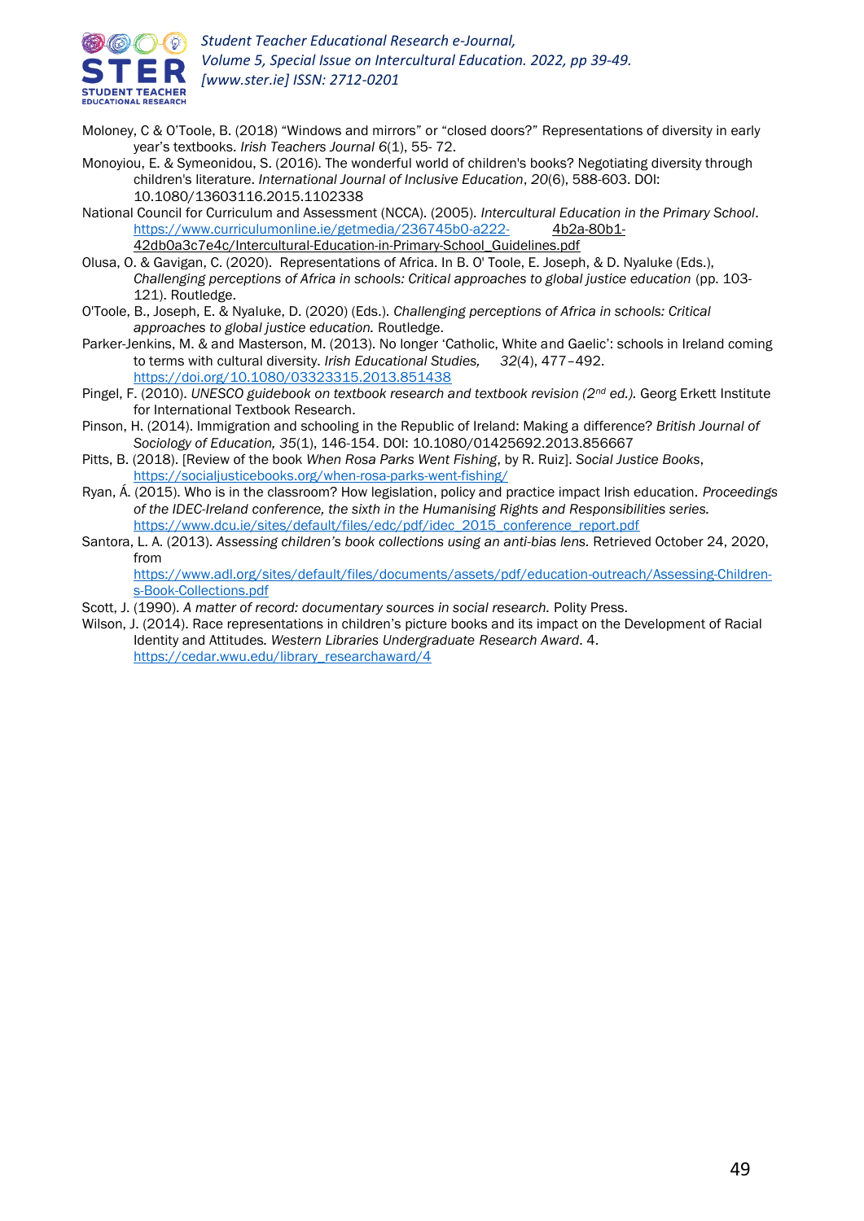Moloney, C & O'Toole, B. (2018) "Windows and mirrors" or "closed doors?" Representations of diversity in early year's textbooks. *Irish Teachers Journal 6*(1), 55- 72.

Monoyiou, E. & Symeonidou, S. (2016). The wonderful world of children's books? Negotiating diversity through children's literature. *International Journal of Inclusive Education*, *20*(6), 588-603. DOI: 10.1080/13603116.2015.1102338

National Council for Curriculum and Assessment (NCCA). (2005). *Intercultural Education in the Primary School*. https://www.curriculumonline.ie/getmedia/236745b0-a222-4b2a-80b1-42db0a3c7e4c/Intercultural-Education-in-Primary-School_Guidelines.pdf

Olusa, O. & Gavigan, C. (2020). Representations of Africa. In B. O' Toole, E. Joseph, & D. Nyaluke (Eds.), *Challenging perceptions of Africa in schools: Critical approaches to global justice education* (pp. 103-121). Routledge.

O'Toole, B., Joseph, E. & Nyaluke, D. (2020) (Eds.). *Challenging perceptions of Africa in schools: Critical approaches to global justice education.* Routledge.

Parker-Jenkins, M. & and Masterson, M. (2013). No longer 'Catholic, White and Gaelic': schools in Ireland coming to terms with cultural diversity. *Irish Educational Studies, 32*(4), 477–492. https://doi.org/10.1080/03323315.2013.851438

Pingel, F. (2010). *UNESCO guidebook on textbook research and textbook revision (2nd ed.).* Georg Erkett Institute for International Textbook Research.

Pinson, H. (2014). Immigration and schooling in the Republic of Ireland: Making a difference? *British Journal of Sociology of Education, 35*(1), 146-154. DOI: 10.1080/01425692.2013.856667

Pitts, B. (2018). [Review of the book *When Rosa Parks Went Fishing*, by R. Ruiz]. *Social Justice Books*, https://socialjusticebooks.org/when-rosa-parks-went-fishing/

Ryan, Á. (2015). Who is in the classroom? How legislation, policy and practice impact Irish education. *Proceedings of the IDEC-Ireland conference, the sixth in the Humanising Rights and Responsibilities series.* https://www.dcu.ie/sites/default/files/edc/pdf/idec_2015_conference_report.pdf

Santora, L. A. (2013). *Assessing children's book collections using an anti-bias lens.* Retrieved October 24, 2020, from https://www.adl.org/sites/default/files/documents/assets/pdf/education-outreach/Assessing-Children-s-Book-Collections.pdf

Scott, J. (1990). *A matter of record: documentary sources in social research.* Polity Press.

Wilson, J. (2014). Race representations in children's picture books and its impact on the Development of Racial Identity and Attitudes*. Western Libraries Undergraduate Research Award*. 4. https://cedar.wwu.edu/library_researchaward/4